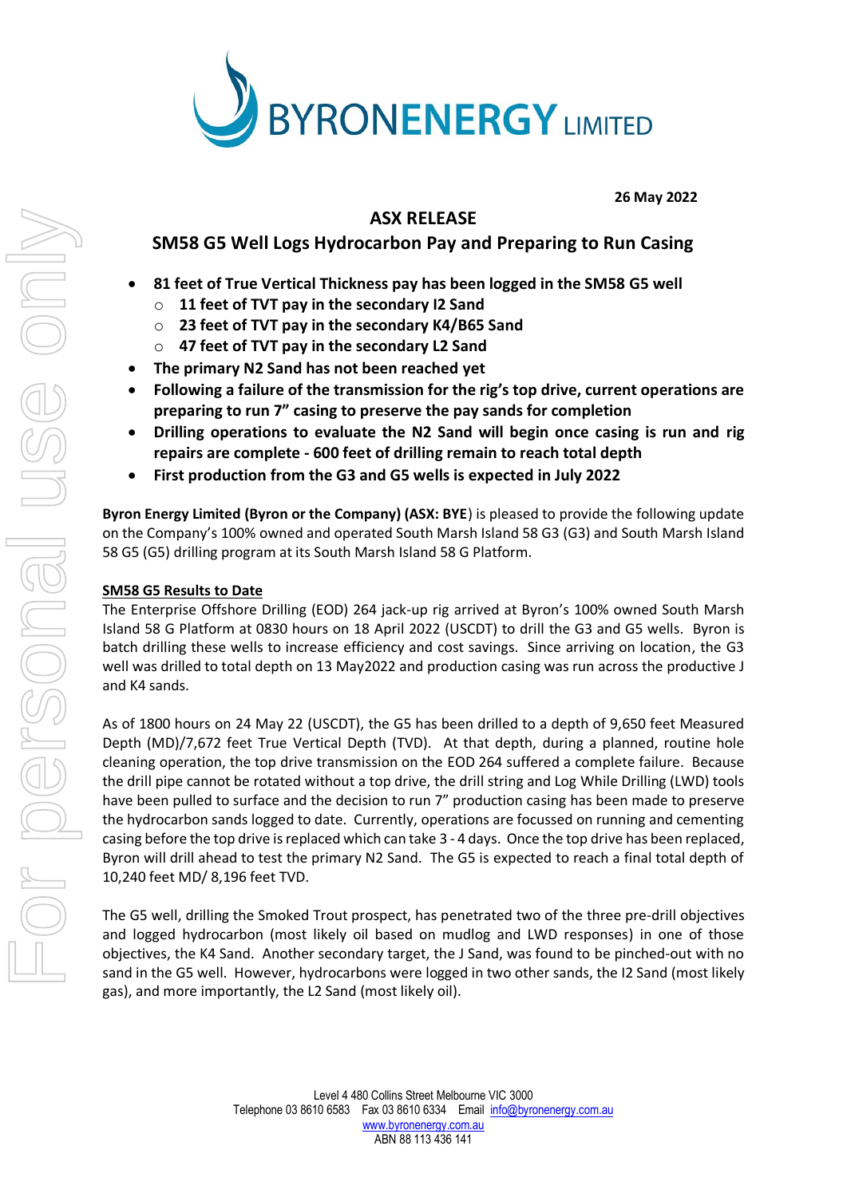**26 May 2022**

## ASX RELEASE

## SM58 G5 Well Logs Hydrocarbon Pay and Preparing to Run Casing

- **81 feet of True Vertical Thickness pay has been logged in the SM58 G5 well**
  - **11 feet of TVT pay in the secondary I2 Sand**
  - **23 feet of TVT pay in the secondary K4/B65 Sand**
  - **47 feet of TVT pay in the secondary L2 Sand**
- **The primary N2 Sand has not been reached yet**
- **Following a failure of the transmission for the rig's top drive, current operations are preparing to run 7" casing to preserve the pay sands for completion**
- **Drilling operations to evaluate the N2 Sand will begin once casing is run and rig repairs are complete - 600 feet of drilling remain to reach total depth**
- **First production from the G3 and G5 wells is expected in July 2022**

**Byron Energy Limited (Byron or the Company) (ASX: BYE**) is pleased to provide the following update on the Company's 100% owned and operated South Marsh Island 58 G3 (G3) and South Marsh Island 58 G5 (G5) drilling program at its South Marsh Island 58 G Platform.

**SM58 G5 Results to Date**

The Enterprise Offshore Drilling (EOD) 264 jack-up rig arrived at Byron's 100% owned South Marsh Island 58 G Platform at 0830 hours on 18 April 2022 (USCDT) to drill the G3 and G5 wells. Byron is batch drilling these wells to increase efficiency and cost savings. Since arriving on location, the G3 well was drilled to total depth on 13 May2022 and production casing was run across the productive J and K4 sands.

As of 1800 hours on 24 May 22 (USCDT), the G5 has been drilled to a depth of 9,650 feet Measured Depth (MD)/7,672 feet True Vertical Depth (TVD). At that depth, during a planned, routine hole cleaning operation, the top drive transmission on the EOD 264 suffered a complete failure. Because the drill pipe cannot be rotated without a top drive, the drill string and Log While Drilling (LWD) tools have been pulled to surface and the decision to run 7" production casing has been made to preserve the hydrocarbon sands logged to date. Currently, operations are focussed on running and cementing casing before the top drive is replaced which can take 3 - 4 days. Once the top drive has been replaced, Byron will drill ahead to test the primary N2 Sand. The G5 is expected to reach a final total depth of 10,240 feet MD/ 8,196 feet TVD.

The G5 well, drilling the Smoked Trout prospect, has penetrated two of the three pre-drill objectives and logged hydrocarbon (most likely oil based on mudlog and LWD responses) in one of those objectives, the K4 Sand. Another secondary target, the J Sand, was found to be pinched-out with no sand in the G5 well. However, hydrocarbons were logged in two other sands, the I2 Sand (most likely gas), and more importantly, the L2 Sand (most likely oil).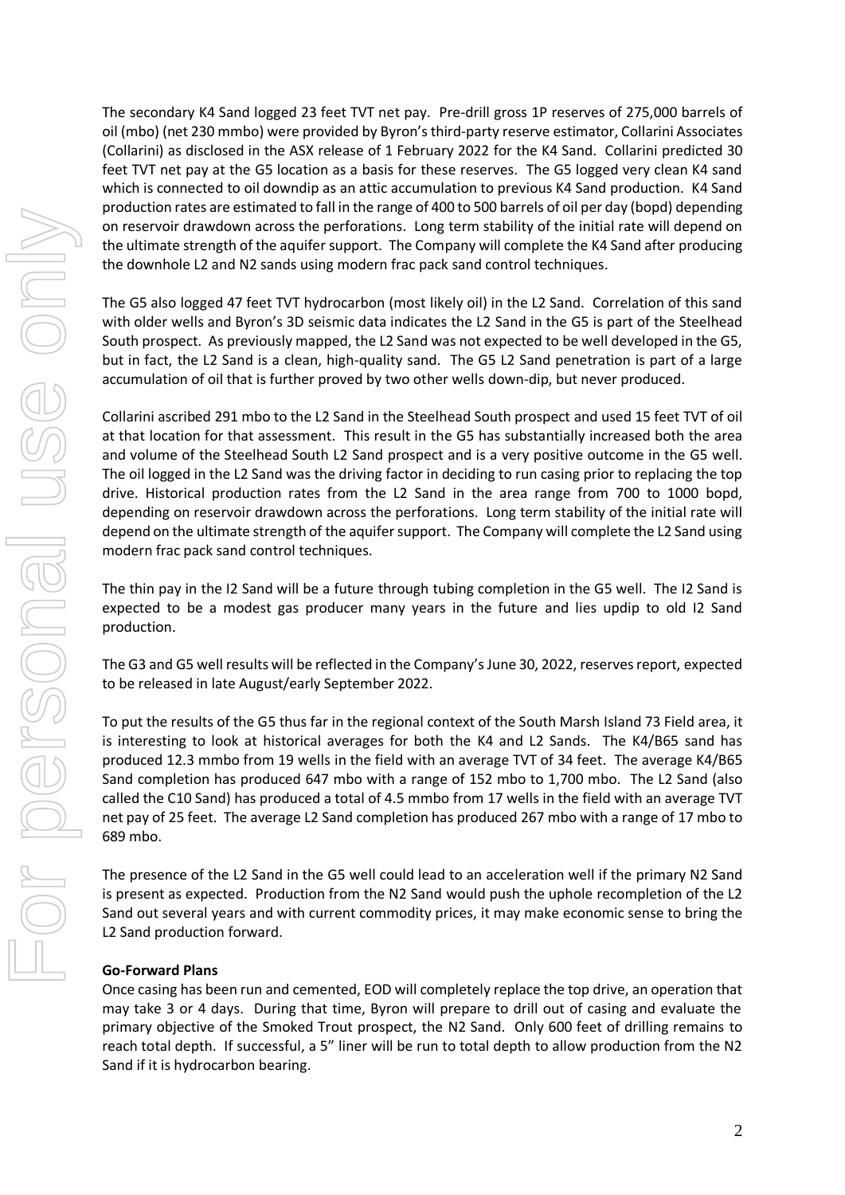The secondary K4 Sand logged 23 feet TVT net pay. Pre-drill gross 1P reserves of 275,000 barrels of oil (mbo) (net 230 mmbo) were provided by Byron's third-party reserve estimator, Collarini Associates (Collarini) as disclosed in the ASX release of 1 February 2022 for the K4 Sand. Collarini predicted 30 feet TVT net pay at the G5 location as a basis for these reserves. The G5 logged very clean K4 sand which is connected to oil downdip as an attic accumulation to previous K4 Sand production. K4 Sand production rates are estimated to fall in the range of 400 to 500 barrels of oil per day (bopd) depending on reservoir drawdown across the perforations. Long term stability of the initial rate will depend on the ultimate strength of the aquifer support. The Company will complete the K4 Sand after producing the downhole L2 and N2 sands using modern frac pack sand control techniques.

The G5 also logged 47 feet TVT hydrocarbon (most likely oil) in the L2 Sand. Correlation of this sand with older wells and Byron's 3D seismic data indicates the L2 Sand in the G5 is part of the Steelhead South prospect. As previously mapped, the L2 Sand was not expected to be well developed in the G5, but in fact, the L2 Sand is a clean, high-quality sand. The G5 L2 Sand penetration is part of a large accumulation of oil that is further proved by two other wells down-dip, but never produced.

Collarini ascribed 291 mbo to the L2 Sand in the Steelhead South prospect and used 15 feet TVT of oil at that location for that assessment. This result in the G5 has substantially increased both the area and volume of the Steelhead South L2 Sand prospect and is a very positive outcome in the G5 well. The oil logged in the L2 Sand was the driving factor in deciding to run casing prior to replacing the top drive. Historical production rates from the L2 Sand in the area range from 700 to 1000 bopd, depending on reservoir drawdown across the perforations. Long term stability of the initial rate will depend on the ultimate strength of the aquifer support. The Company will complete the L2 Sand using modern frac pack sand control techniques.

The thin pay in the I2 Sand will be a future through tubing completion in the G5 well. The I2 Sand is expected to be a modest gas producer many years in the future and lies updip to old I2 Sand production.

The G3 and G5 well results will be reflected in the Company's June 30, 2022, reserves report, expected to be released in late August/early September 2022.

To put the results of the G5 thus far in the regional context of the South Marsh Island 73 Field area, it is interesting to look at historical averages for both the K4 and L2 Sands. The K4/B65 sand has produced 12.3 mmbo from 19 wells in the field with an average TVT of 34 feet. The average K4/B65 Sand completion has produced 647 mbo with a range of 152 mbo to 1,700 mbo. The L2 Sand (also called the C10 Sand) has produced a total of 4.5 mmbo from 17 wells in the field with an average TVT net pay of 25 feet. The average L2 Sand completion has produced 267 mbo with a range of 17 mbo to 689 mbo.

The presence of the L2 Sand in the G5 well could lead to an acceleration well if the primary N2 Sand is present as expected. Production from the N2 Sand would push the uphole recompletion of the L2 Sand out several years and with current commodity prices, it may make economic sense to bring the L2 Sand production forward.

**Go-Forward Plans**

Once casing has been run and cemented, EOD will completely replace the top drive, an operation that may take 3 or 4 days. During that time, Byron will prepare to drill out of casing and evaluate the primary objective of the Smoked Trout prospect, the N2 Sand. Only 600 feet of drilling remains to reach total depth. If successful, a 5" liner will be run to total depth to allow production from the N2 Sand if it is hydrocarbon bearing.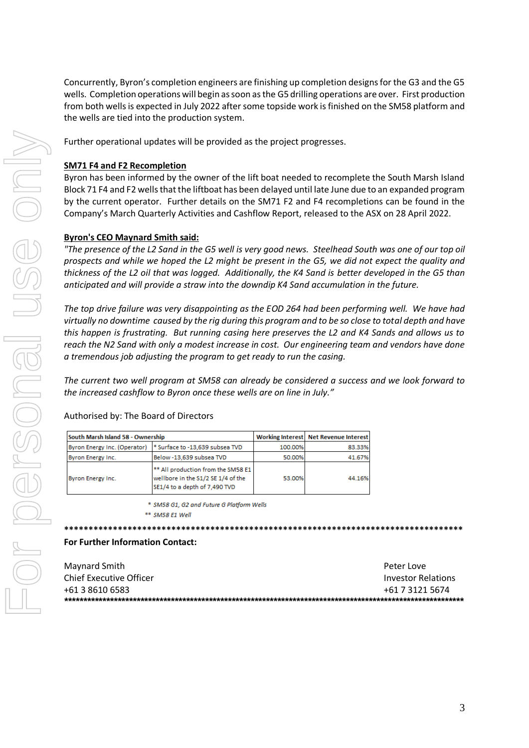Concurrently, Byron's completion engineers are finishing up completion designs for the G3 and the G5 wells. Completion operations will begin as soon as the G5 drilling operations are over. First production from both wells is expected in July 2022 after some topside work is finished on the SM58 platform and the wells are tied into the production system.

Further operational updates will be provided as the project progresses.

**SM71 F4 and F2 Recompletion**

Byron has been informed by the owner of the lift boat needed to recomplete the South Marsh Island Block 71 F4 and F2 wells that the liftboat has been delayed until late June due to an expanded program by the current operator. Further details on the SM71 F2 and F4 recompletions can be found in the Company's March Quarterly Activities and Cashflow Report, released to the ASX on 28 April 2022.

**Byron's CEO Maynard Smith said:**

*"The presence of the L2 Sand in the G5 well is very good news. Steelhead South was one of our top oil prospects and while we hoped the L2 might be present in the G5, we did not expect the quality and thickness of the L2 oil that was logged. Additionally, the K4 Sand is better developed in the G5 than anticipated and will provide a straw into the downdip K4 Sand accumulation in the future.*

*The top drive failure was very disappointing as the EOD 264 had been performing well. We have had virtually no downtime caused by the rig during this program and to be so close to total depth and have this happen is frustrating. But running casing here preserves the L2 and K4 Sands and allows us to reach the N2 Sand with only a modest increase in cost. Our engineering team and vendors have done a tremendous job adjusting the program to get ready to run the casing.*

*The current two well program at SM58 can already be considered a success and we look forward to the increased cashflow to Byron once these wells are on line in July."*

Authorised by: The Board of Directors

| South Marsh Island 58 - Ownership | | Working Interest | Net Revenue Interest |
|---|---|---|---|
| Byron Energy Inc. (Operator) | * Surface to -13,639 subsea TVD | 100.00% | 83.33% |
| Byron Energy Inc. | Below -13,639 subsea TVD | 50.00% | 41.67% |
| Byron Energy Inc. | ** All production from the SM58 E1 wellbore in the S1/2 SE 1/4 of the SE1/4 to a depth of 7,490 TVD | 53.00% | 44.16% |

\* *SM58 G1, G2 and Future G Platform Wells*

\*\* *SM58 E1 Well*

\*\*\*\*\*\*\*\*\*\*\*\*\*\*\*\*\*\*\*\*\*\*\*\*\*\*\*\*\*\*\*\*\*\*\*\*\*\*\*\*\*\*\*\*\*\*\*\*\*\*\*\*\*\*\*\*\*\*\*\*\*\*\*\*\*\*\*\*\*\*\*\*\*\*\*\*\*\*\*\*

**For Further Information Contact:**

Maynard Smith
Chief Executive Officer
+61 3 8610 6583

Peter Love
Investor Relations
+61 7 3121 5674

\*\*\*\*\*\*\*\*\*\*\*\*\*\*\*\*\*\*\*\*\*\*\*\*\*\*\*\*\*\*\*\*\*\*\*\*\*\*\*\*\*\*\*\*\*\*\*\*\*\*\*\*\*\*\*\*\*\*\*\*\*\*\*\*\*\*\*\*\*\*\*\*\*\*\*\*\*\*\*\*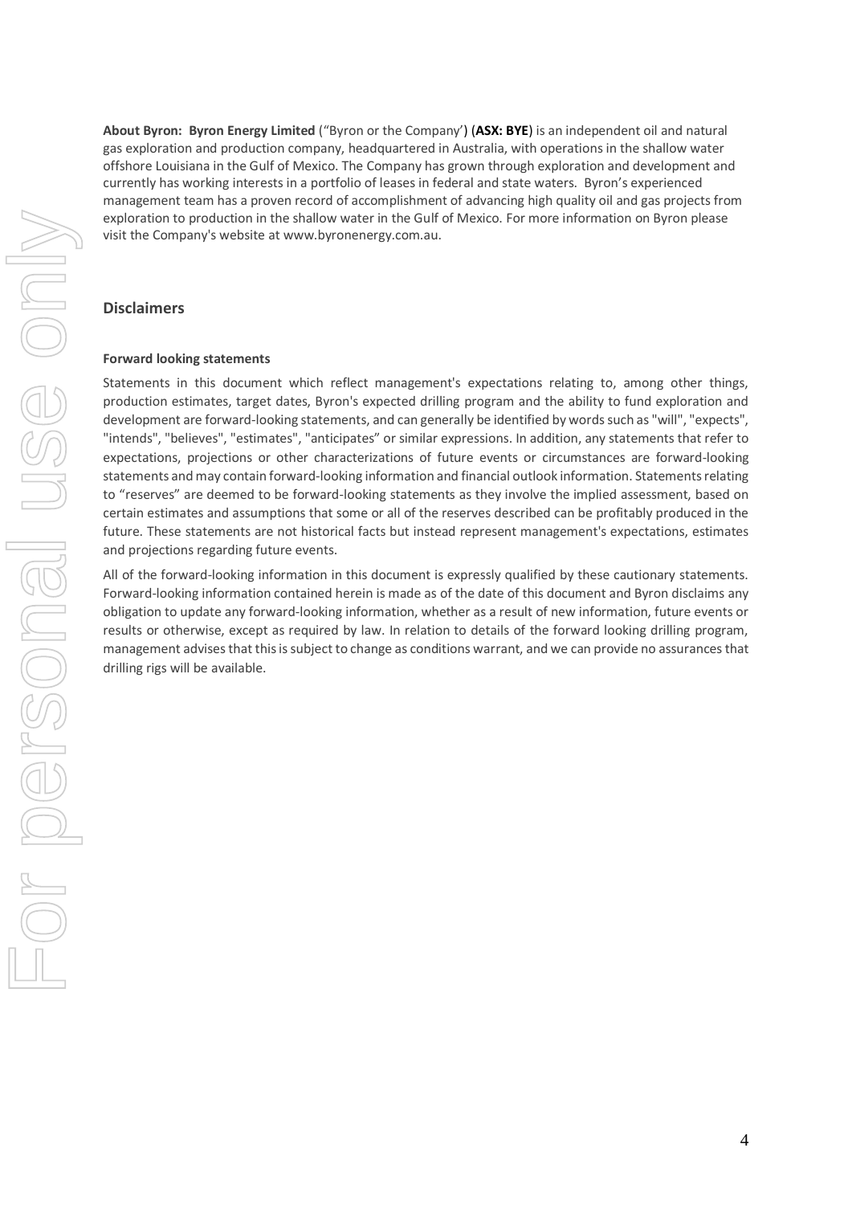**About Byron: Byron Energy Limited** ("Byron or the Company') (**ASX: BYE**) is an independent oil and natural gas exploration and production company, headquartered in Australia, with operations in the shallow water offshore Louisiana in the Gulf of Mexico. The Company has grown through exploration and development and currently has working interests in a portfolio of leases in federal and state waters. Byron's experienced management team has a proven record of accomplishment of advancing high quality oil and gas projects from exploration to production in the shallow water in the Gulf of Mexico. For more information on Byron please visit the Company's website at www.byronenergy.com.au.

## Disclaimers

**Forward looking statements**

Statements in this document which reflect management's expectations relating to, among other things, production estimates, target dates, Byron's expected drilling program and the ability to fund exploration and development are forward-looking statements, and can generally be identified by words such as "will", "expects", "intends", "believes", "estimates", "anticipates" or similar expressions. In addition, any statements that refer to expectations, projections or other characterizations of future events or circumstances are forward-looking statements and may contain forward-looking information and financial outlook information. Statements relating to "reserves" are deemed to be forward-looking statements as they involve the implied assessment, based on certain estimates and assumptions that some or all of the reserves described can be profitably produced in the future. These statements are not historical facts but instead represent management's expectations, estimates and projections regarding future events.

All of the forward-looking information in this document is expressly qualified by these cautionary statements. Forward-looking information contained herein is made as of the date of this document and Byron disclaims any obligation to update any forward-looking information, whether as a result of new information, future events or results or otherwise, except as required by law. In relation to details of the forward looking drilling program, management advises that this is subject to change as conditions warrant, and we can provide no assurances that drilling rigs will be available.